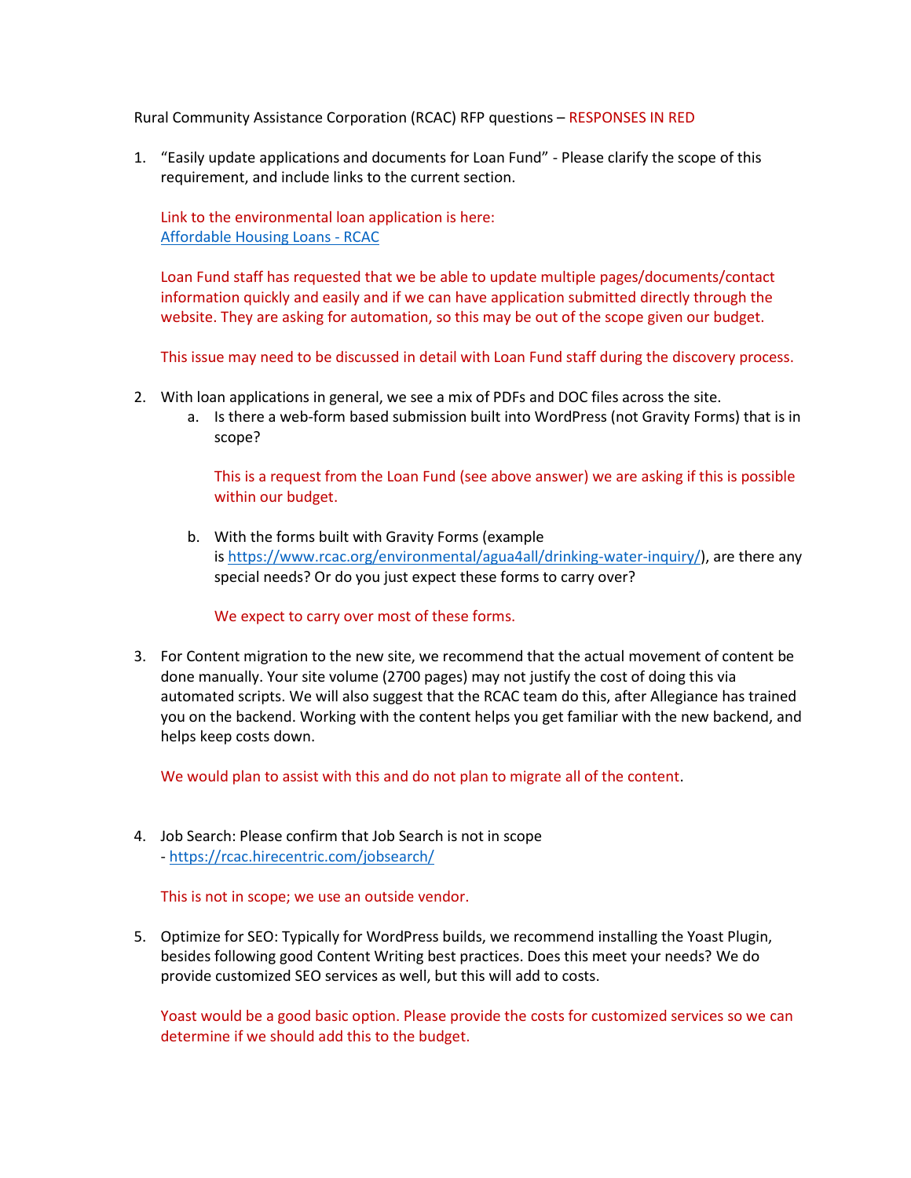Rural Community Assistance Corporation (RCAC) RFP questions – RESPONSES IN RED

1. "Easily update applications and documents for Loan Fund" - Please clarify the scope of this requirement, and include links to the current section.

   Link to the environmental loan application is here:
   [Affordable Housing Loans - RCAC]()

   Loan Fund staff has requested that we be able to update multiple pages/documents/contact information quickly and easily and if we can have application submitted directly through the website. They are asking for automation, so this may be out of the scope given our budget.

   This issue may need to be discussed in detail with Loan Fund staff during the discovery process.

2. With loan applications in general, we see a mix of PDFs and DOC files across the site.
   a. Is there a web-form based submission built into WordPress (not Gravity Forms) that is in scope?

      This is a request from the Loan Fund (see above answer) we are asking if this is possible within our budget.

   b. With the forms built with Gravity Forms (example is https://www.rcac.org/environmental/agua4all/drinking-water-inquiry/), are there any special needs? Or do you just expect these forms to carry over?

      We expect to carry over most of these forms.

3. For Content migration to the new site, we recommend that the actual movement of content be done manually. Your site volume (2700 pages) may not justify the cost of doing this via automated scripts. We will also suggest that the RCAC team do this, after Allegiance has trained you on the backend. Working with the content helps you get familiar with the new backend, and helps keep costs down.

   We would plan to assist with this and do not plan to migrate all of the content.

4. Job Search: Please confirm that Job Search is not in scope
   - https://rcac.hirecentric.com/jobsearch/

   This is not in scope; we use an outside vendor.

5. Optimize for SEO: Typically for WordPress builds, we recommend installing the Yoast Plugin, besides following good Content Writing best practices. Does this meet your needs? We do provide customized SEO services as well, but this will add to costs.

   Yoast would be a good basic option. Please provide the costs for customized services so we can determine if we should add this to the budget.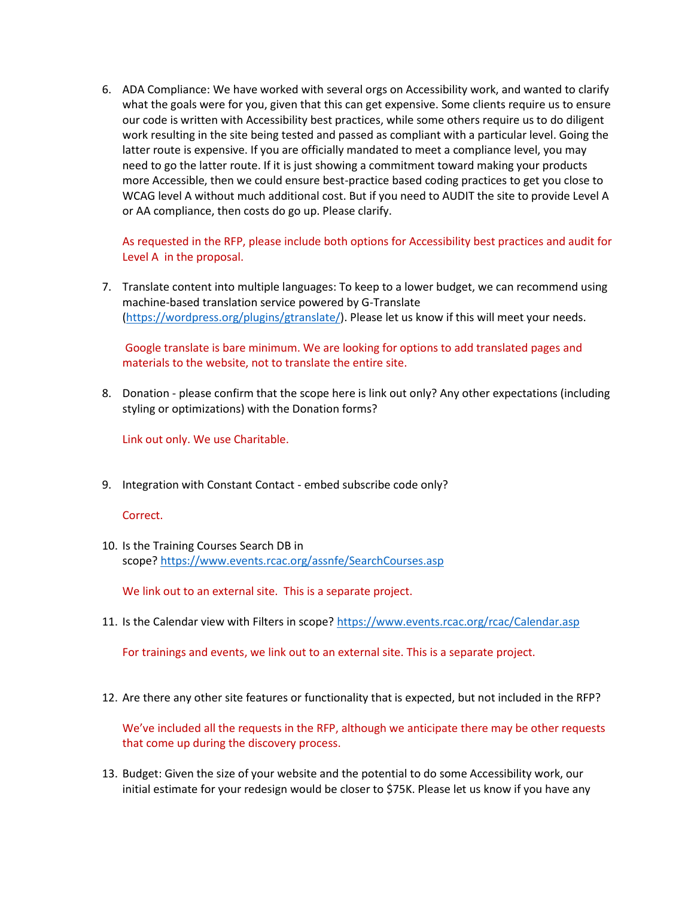6. ADA Compliance: We have worked with several orgs on Accessibility work, and wanted to clarify what the goals were for you, given that this can get expensive. Some clients require us to ensure our code is written with Accessibility best practices, while some others require us to do diligent work resulting in the site being tested and passed as compliant with a particular level. Going the latter route is expensive. If you are officially mandated to meet a compliance level, you may need to go the latter route. If it is just showing a commitment toward making your products more Accessible, then we could ensure best-practice based coding practices to get you close to WCAG level A without much additional cost. But if you need to AUDIT the site to provide Level A or AA compliance, then costs do go up. Please clarify.

   As requested in the RFP, please include both options for Accessibility best practices and audit for Level A in the proposal.

7. Translate content into multiple languages: To keep to a lower budget, we can recommend using machine-based translation service powered by G-Translate (https://wordpress.org/plugins/gtranslate/). Please let us know if this will meet your needs.

   Google translate is bare minimum. We are looking for options to add translated pages and materials to the website, not to translate the entire site.

8. Donation - please confirm that the scope here is link out only? Any other expectations (including styling or optimizations) with the Donation forms?

   Link out only. We use Charitable.

9. Integration with Constant Contact - embed subscribe code only?

   Correct.

10. Is the Training Courses Search DB in scope? https://www.events.rcac.org/assnfe/SearchCourses.asp

    We link out to an external site. This is a separate project.

11. Is the Calendar view with Filters in scope? https://www.events.rcac.org/rcac/Calendar.asp

    For trainings and events, we link out to an external site. This is a separate project.

12. Are there any other site features or functionality that is expected, but not included in the RFP?

    We've included all the requests in the RFP, although we anticipate there may be other requests that come up during the discovery process.

13. Budget: Given the size of your website and the potential to do some Accessibility work, our initial estimate for your redesign would be closer to $75K. Please let us know if you have any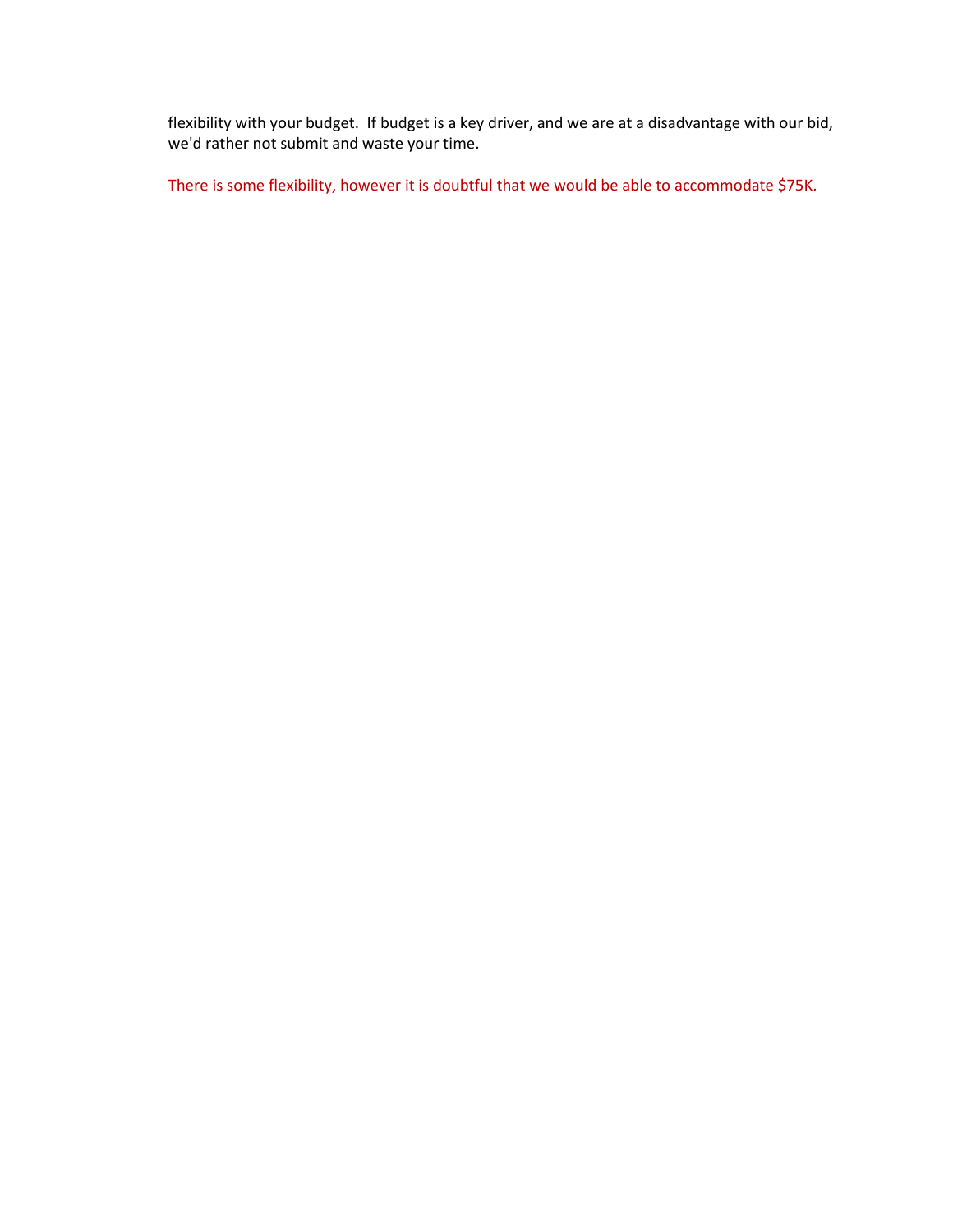flexibility with your budget.  If budget is a key driver, and we are at a disadvantage with our bid, we'd rather not submit and waste your time.

There is some flexibility, however it is doubtful that we would be able to accommodate $75K.